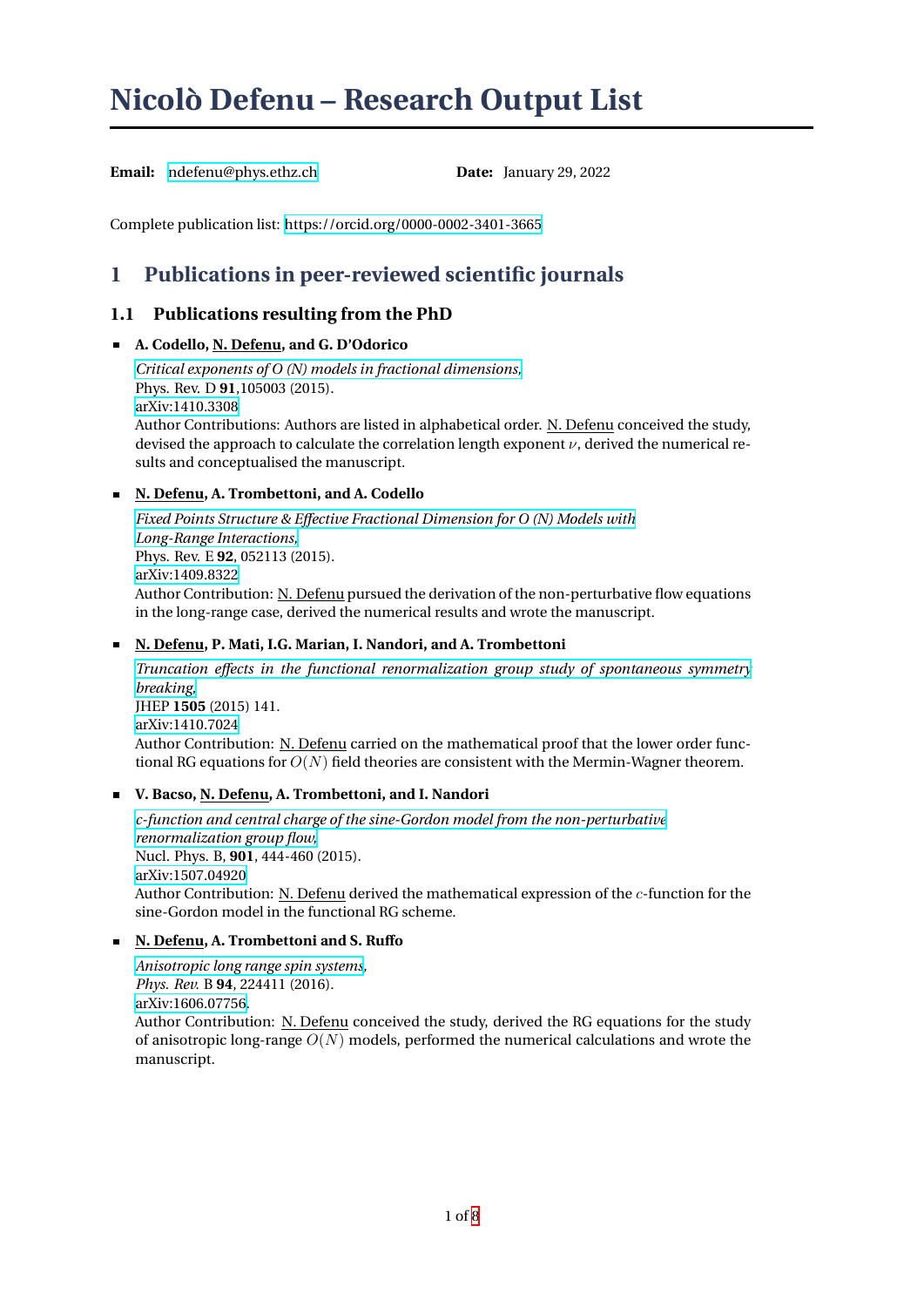# Nicolò Defenu – Research Output List

**Email:** ndefenu@phys.ethz.ch **Date:** January 29, 2022

Complete publication list: https://orcid.org/0000-0002-3401-3665

## 1 Publications in peer-reviewed scientific journals

### 1.1 Publications resulting from the PhD

- **A. Codello, N. Defenu, and G. D'Odorico**

  *Critical exponents of O (N) models in fractional dimensions,*
  Phys. Rev. D **91**,105003 (2015).
  arXiv:1410.3308
  Author Contributions: Authors are listed in alphabetical order. N. Defenu conceived the study, devised the approach to calculate the correlation length exponent $\nu$, derived the numerical results and conceptualised the manuscript.

- **N. Defenu, A. Trombettoni, and A. Codello**

  *Fixed Points Structure & Effective Fractional Dimension for O (N) Models with Long-Range Interactions,*
  Phys. Rev. E **92**, 052113 (2015).
  arXiv:1409.8322
  Author Contribution: N. Defenu pursued the derivation of the non-perturbative flow equations in the long-range case, derived the numerical results and wrote the manuscript.

- **N. Defenu, P. Mati, I.G. Marian, I. Nandori, and A. Trombettoni**

  *Truncation effects in the functional renormalization group study of spontaneous symmetry breaking,*
  JHEP **1505** (2015) 141.
  arXiv:1410.7024
  Author Contribution: N. Defenu carried on the mathematical proof that the lower order functional RG equations for $O(N)$ field theories are consistent with the Mermin-Wagner theorem.

- **V. Bacso, N. Defenu, A. Trombettoni, and I. Nandori**

  *c-function and central charge of the sine-Gordon model from the non-perturbative renormalization group flow,*
  Nucl. Phys. B, **901**, 444-460 (2015).
  arXiv:1507.04920
  Author Contribution: N. Defenu derived the mathematical expression of the $c$-function for the sine-Gordon model in the functional RG scheme.

- **N. Defenu, A. Trombettoni and S. Ruffo**

  *Anisotropic long range spin systems,*
  *Phys. Rev.* B **94**, 224411 (2016).
  arXiv:1606.07756.
  Author Contribution: N. Defenu conceived the study, derived the RG equations for the study of anisotropic long-range $O(N)$ models, performed the numerical calculations and wrote the manuscript.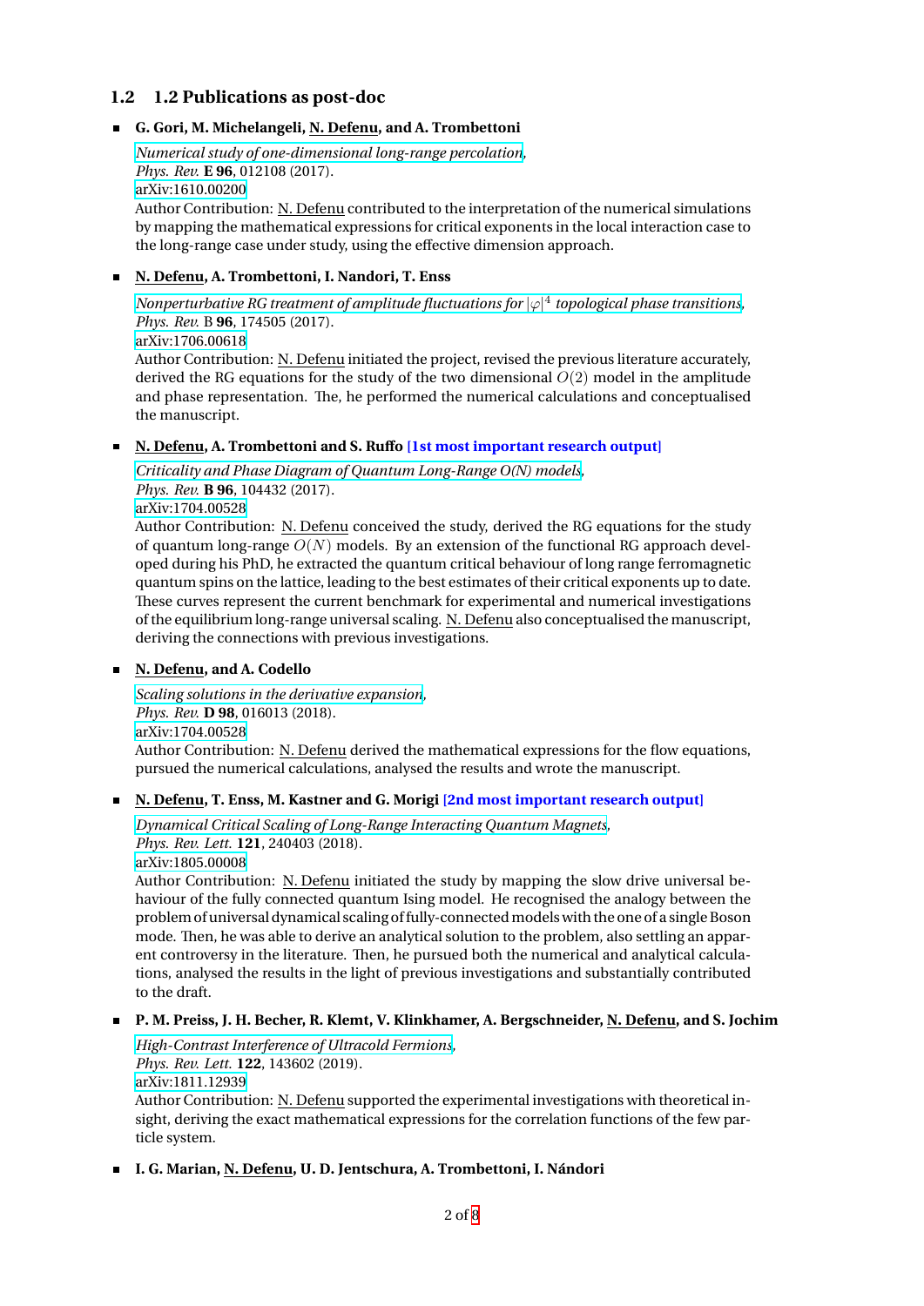## 1.2 1.2 Publications as post-doc

- **G. Gori, M. Michelangeli, N. Defenu, and A. Trombettoni**

  *Numerical study of one-dimensional long-range percolation*,
  *Phys. Rev.* **E 96**, 012108 (2017).
  arXiv:1610.00200
  Author Contribution: N. Defenu contributed to the interpretation of the numerical simulations by mapping the mathematical expressions for critical exponents in the local interaction case to the long-range case under study, using the effective dimension approach.

- **N. Defenu, A. Trombettoni, I. Nandori, T. Enss**

  *Nonperturbative RG treatment of amplitude fluctuations for $|\varphi|^4$ topological phase transitions*,
  *Phys. Rev.* B **96**, 174505 (2017).
  arXiv:1706.00618
  Author Contribution: N. Defenu initiated the project, revised the previous literature accurately, derived the RG equations for the study of the two dimensional $O(2)$ model in the amplitude and phase representation. The, he performed the numerical calculations and conceptualised the manuscript.

- **N. Defenu, A. Trombettoni and S. Ruffo** **[1st most important research output]**

  *Criticality and Phase Diagram of Quantum Long-Range O(N) models*,
  *Phys. Rev.* **B 96**, 104432 (2017).
  arXiv:1704.00528
  Author Contribution: N. Defenu conceived the study, derived the RG equations for the study of quantum long-range $O(N)$ models. By an extension of the functional RG approach developed during his PhD, he extracted the quantum critical behaviour of long range ferromagnetic quantum spins on the lattice, leading to the best estimates of their critical exponents up to date. These curves represent the current benchmark for experimental and numerical investigations of the equilibrium long-range universal scaling. N. Defenu also conceptualised the manuscript, deriving the connections with previous investigations.

- **N. Defenu, and A. Codello**

  *Scaling solutions in the derivative expansion*,
  *Phys. Rev.* **D 98**, 016013 (2018).
  arXiv:1704.00528
  Author Contribution: N. Defenu derived the mathematical expressions for the flow equations, pursued the numerical calculations, analysed the results and wrote the manuscript.

- **N. Defenu, T. Enss, M. Kastner and G. Morigi** **[2nd most important research output]**

  *Dynamical Critical Scaling of Long-Range Interacting Quantum Magnets*,
  *Phys. Rev. Lett.* **121**, 240403 (2018).
  arXiv:1805.00008
  Author Contribution: N. Defenu initiated the study by mapping the slow drive universal behaviour of the fully connected quantum Ising model. He recognised the analogy between the problem of universal dynamical scaling of fully-connected models with the one of a single Boson mode. Then, he was able to derive an analytical solution to the problem, also settling an apparent controversy in the literature. Then, he pursued both the numerical and analytical calculations, analysed the results in the light of previous investigations and substantially contributed to the draft.

- **P. M. Preiss, J. H. Becher, R. Klemt, V. Klinkhamer, A. Bergschneider, N. Defenu, and S. Jochim**

  *High-Contrast Interference of Ultracold Fermions*,
  *Phys. Rev. Lett.* **122**, 143602 (2019).
  arXiv:1811.12939
  Author Contribution: N. Defenu supported the experimental investigations with theoretical insight, deriving the exact mathematical expressions for the correlation functions of the few particle system.

- **I. G. Marian, N. Defenu, U. D. Jentschura, A. Trombettoni, I. Nándori**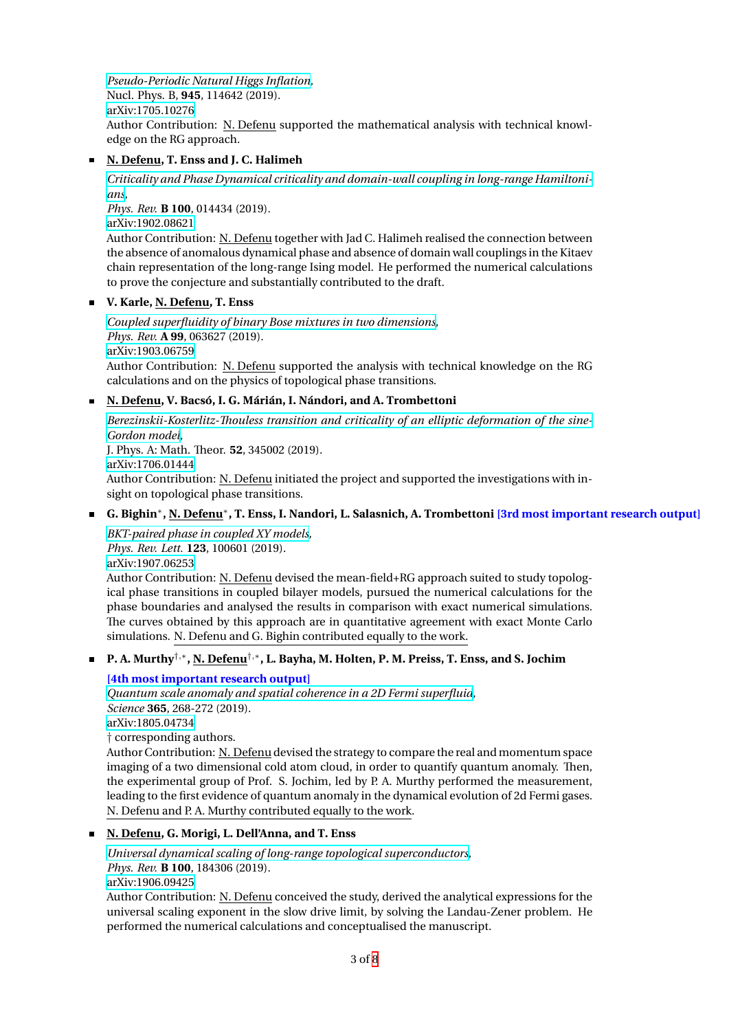*Pseudo-Periodic Natural Higgs Inflation*,
Nucl. Phys. B, **945**, 114642 (2019).
arXiv:1705.10276
Author Contribution: N. Defenu supported the mathematical analysis with technical knowledge on the RG approach.

- **N. Defenu, T. Enss and J. C. Halimeh**

  *Criticality and Phase Dynamical criticality and domain-wall coupling in long-range Hamiltonians*,
  *Phys. Rev.* **B 100**, 014434 (2019).
  arXiv:1902.08621
  Author Contribution: N. Defenu together with Jad C. Halimeh realised the connection between the absence of anomalous dynamical phase and absence of domain wall couplings in the Kitaev chain representation of the long-range Ising model. He performed the numerical calculations to prove the conjecture and substantially contributed to the draft.

- **V. Karle, N. Defenu, T. Enss**

  *Coupled superfluidity of binary Bose mixtures in two dimensions*,
  *Phys. Rev.* **A 99**, 063627 (2019).
  arXiv:1903.06759
  Author Contribution: N. Defenu supported the analysis with technical knowledge on the RG calculations and on the physics of topological phase transitions.

- **N. Defenu, V. Bacsó, I. G. Márián, I. Nándori, and A. Trombettoni**

  *Berezinskii-Kosterlitz-Thouless transition and criticality of an elliptic deformation of the sine-Gordon model*,
  J. Phys. A: Math. Theor. **52**, 345002 (2019).
  arXiv:1706.01444
  Author Contribution: N. Defenu initiated the project and supported the investigations with insight on topological phase transitions.

- **G. Bighin*, N. Defenu*, T. Enss, I. Nandori, L. Salasnich, A. Trombettoni** **[3rd most important research output]**

  *BKT-paired phase in coupled XY models*,
  *Phys. Rev. Lett.* **123**, 100601 (2019).
  arXiv:1907.06253
  Author Contribution: N. Defenu devised the mean-field+RG approach suited to study topological phase transitions in coupled bilayer models, pursued the numerical calculations for the phase boundaries and analysed the results in comparison with exact numerical simulations. The curves obtained by this approach are in quantitative agreement with exact Monte Carlo simulations. N. Defenu and G. Bighin contributed equally to the work.

- **P. A. Murthy†,*, N. Defenu†,*, L. Bayha, M. Holten, P. M. Preiss, T. Enss, and S. Jochim**

  **[4th most important research output]**
  *Quantum scale anomaly and spatial coherence in a 2D Fermi superfluid*,
  *Science* **365**, 268-272 (2019).
  arXiv:1805.04734
  † corresponding authors.
  Author Contribution: N. Defenu devised the strategy to compare the real and momentum space imaging of a two dimensional cold atom cloud, in order to quantify quantum anomaly. Then, the experimental group of Prof. S. Jochim, led by P. A. Murthy performed the measurement, leading to the first evidence of quantum anomaly in the dynamical evolution of 2d Fermi gases. N. Defenu and P. A. Murthy contributed equally to the work.

- **N. Defenu, G. Morigi, L. Dell'Anna, and T. Enss**

  *Universal dynamical scaling of long-range topological superconductors*,
  *Phys. Rev.* **B 100**, 184306 (2019).
  arXiv:1906.09425
  Author Contribution: N. Defenu conceived the study, derived the analytical expressions for the universal scaling exponent in the slow drive limit, by solving the Landau-Zener problem. He performed the numerical calculations and conceptualised the manuscript.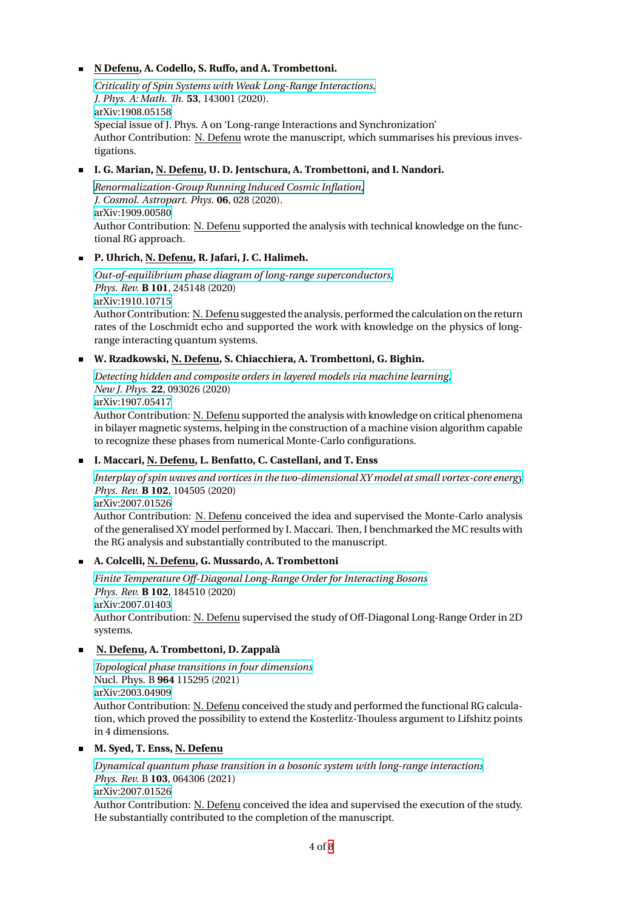- **<u>N Defenu</u>, A. Codello, S. Ruffo, and A. Trombettoni.**

  *Criticality of Spin Systems with Weak Long-Range Interactions,*
  *J. Phys. A: Math. Th.* **53**, 143001 (2020).
  arXiv:1908.05158
  Special issue of J. Phys. A on 'Long-range Interactions and Synchronization'
  Author Contribution: <u>N. Defenu</u> wrote the manuscript, which summarises his previous investigations.

- **I. G. Marian, <u>N. Defenu</u>, U. D. Jentschura, A. Trombettoni, and I. Nandori.**

  *Renormalization-Group Running Induced Cosmic Inflation,*
  *J. Cosmol. Astropart. Phys.* **06**, 028 (2020).
  arXiv:1909.00580
  Author Contribution: <u>N. Defenu</u> supported the analysis with technical knowledge on the functional RG approach.

- **P. Uhrich, <u>N. Defenu</u>, R. Jafari, J. C. Halimeh.**

  *Out-of-equilibrium phase diagram of long-range superconductors,*
  *Phys. Rev.* **B 101**, 245148 (2020)
  arXiv:1910.10715
  Author Contribution: <u>N. Defenu</u> suggested the analysis, performed the calculation on the return rates of the Loschmidt echo and supported the work with knowledge on the physics of long-range interacting quantum systems.

- **W. Rzadkowski, <u>N. Defenu</u>, S. Chiacchiera, A. Trombettoni, G. Bighin.**

  *Detecting hidden and composite orders in layered models via machine learning,*
  *New J. Phys.* **22**, 093026 (2020)
  arXiv:1907.05417
  Author Contribution: <u>N. Defenu</u> supported the analysis with knowledge on critical phenomena in bilayer magnetic systems, helping in the construction of a machine vision algorithm capable to recognize these phases from numerical Monte-Carlo configurations.

- **I. Maccari, <u>N. Defenu</u>, L. Benfatto, C. Castellani, and T. Enss**

  *Interplay of spin waves and vortices in the two-dimensional XY model at small vortex-core energy*
  *Phys. Rev.* **B 102**, 104505 (2020)
  arXiv:2007.01526
  Author Contribution: <u>N. Defenu</u> conceived the idea and supervised the Monte-Carlo analysis of the generalised XY model performed by I. Maccari. Then, I benchmarked the MC results with the RG analysis and substantially contributed to the manuscript.

- **A. Colcelli, <u>N. Defenu</u>, G. Mussardo, A. Trombettoni**

  *Finite Temperature Off-Diagonal Long-Range Order for Interacting Bosons*
  *Phys. Rev.* **B 102**, 184510 (2020)
  arXiv:2007.01403
  Author Contribution: <u>N. Defenu</u> supervised the study of Off-Diagonal Long-Range Order in 2D systems.

- **<u>N. Defenu</u>, A. Trombettoni, D. Zappalà**

  *Topological phase transitions in four dimensions*
  Nucl. Phys. B **964** 115295 (2021)
  arXiv:2003.04909
  Author Contribution: <u>N. Defenu</u> conceived the study and performed the functional RG calculation, which proved the possibility to extend the Kosterlitz-Thouless argument to Lifshitz points in 4 dimensions.

- **M. Syed, T. Enss, <u>N. Defenu</u>**

  *Dynamical quantum phase transition in a bosonic system with long-range interactions*
  *Phys. Rev.* B **103**, 064306 (2021)
  arXiv:2007.01526
  Author Contribution: <u>N. Defenu</u> conceived the idea and supervised the execution of the study. He substantially contributed to the completion of the manuscript.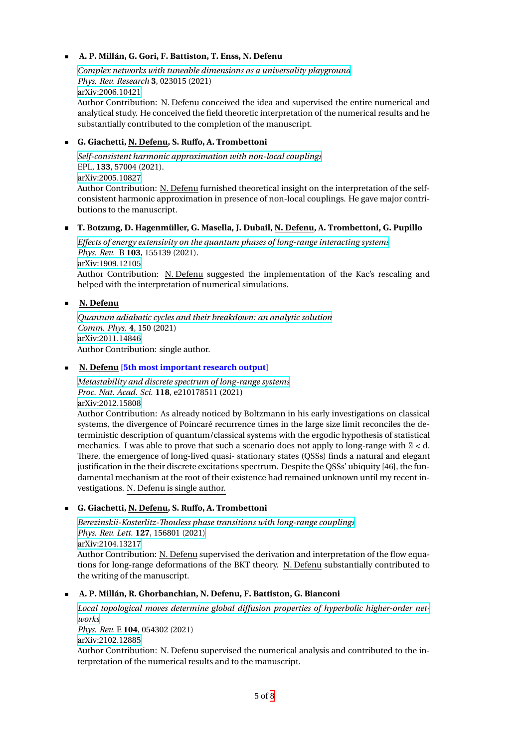- **A. P. Millán, G. Gori, F. Battiston, T. Enss, N. Defenu**

  *Complex networks with tuneable dimensions as a universality playground*
  *Phys. Rev. Research* **3**, 023015 (2021)
  arXiv:2006.10421
  Author Contribution: N. Defenu conceived the idea and supervised the entire numerical and analytical study. He conceived the field theoretic interpretation of the numerical results and he substantially contributed to the completion of the manuscript.

- **G. Giachetti, N. Defenu, S. Ruffo, A. Trombettoni**

  *Self-consistent harmonic approximation with non-local couplings*
  EPL, **133**, 57004 (2021).
  arXiv:2005.10827
  Author Contribution: N. Defenu furnished theoretical insight on the interpretation of the self-consistent harmonic approximation in presence of non-local couplings. He gave major contributions to the manuscript.

- **T. Botzung, D. Hagenmüller, G. Masella, J. Dubail, N. Defenu, A. Trombettoni, G. Pupillo**

  *Effects of energy extensivity on the quantum phases of long-range interacting systems*
  *Phys. Rev.* B **103**, 155139 (2021).
  arXiv:1909.12105
  Author Contribution: N. Defenu suggested the implementation of the Kac's rescaling and helped with the interpretation of numerical simulations.

- **N. Defenu**

  *Quantum adiabatic cycles and their breakdown: an analytic solution*
  *Comm. Phys.* **4**, 150 (2021)
  arXiv:2011.14846
  Author Contribution: single author.

- **N. Defenu [5th most important research output]**

  *Metastability and discrete spectrum of long-range systems*
  *Proc. Nat. Acad. Sci.* **118**, e210178511 (2021)
  arXiv:2012.15808
  Author Contribution: As already noticed by Boltzmann in his early investigations on classical systems, the divergence of Poincaré recurrence times in the large size limit reconciles the deterministic description of quantum/classical systems with the ergodic hypothesis of statistical mechanics. I was able to prove that such a scenario does not apply to long-range with $\alpha < d$. There, the emergence of long-lived quasi- stationary states (QSSs) finds a natural and elegant justification in the their discrete excitations spectrum. Despite the QSSs' ubiquity [46], the fundamental mechanism at the root of their existence had remained unknown until my recent investigations. N. Defenu is single author.

- **G. Giachetti, N. Defenu, S. Ruffo, A. Trombettoni**

  *Berezinskii-Kosterlitz-Thouless phase transitions with long-range couplings*
  *Phys. Rev. Lett.* **127**, 156801 (2021)
  arXiv:2104.13217
  Author Contribution: N. Defenu supervised the derivation and interpretation of the flow equations for long-range deformations of the BKT theory. N. Defenu substantially contributed to the writing of the manuscript.

- **A. P. Millán, R. Ghorbanchian, N. Defenu, F. Battiston, G. Bianconi**

  *Local topological moves determine global diffusion properties of hyperbolic higher-order networks*
  *Phys. Rev.* E **104**, 054302 (2021)
  arXiv:2102.12885
  Author Contribution: N. Defenu supervised the numerical analysis and contributed to the interpretation of the numerical results and to the manuscript.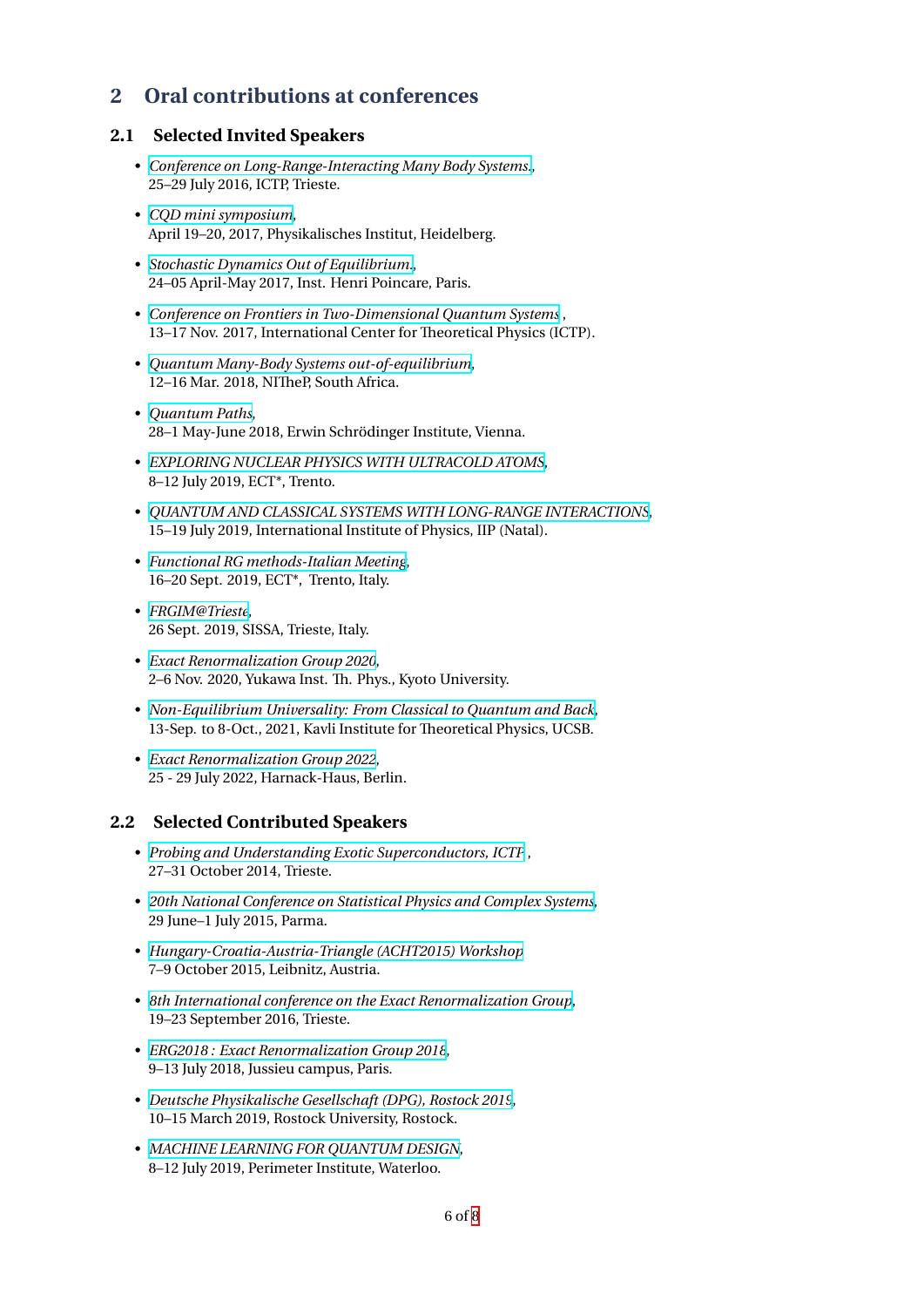## 2 Oral contributions at conferences

### 2.1 Selected Invited Speakers

- *Conference on Long-Range-Interacting Many Body Systems.*,
  25–29 July 2016, ICTP, Trieste.
- *CQD mini symposium*,
  April 19–20, 2017, Physikalisches Institut, Heidelberg.
- *Stochastic Dynamics Out of Equilibrium.*,
  24–05 April-May 2017, Inst. Henri Poincare, Paris.
- *Conference on Frontiers in Two-Dimensional Quantum Systems* ,
  13–17 Nov. 2017, International Center for Theoretical Physics (ICTP).
- *Quantum Many-Body Systems out-of-equilibrium*,
  12–16 Mar. 2018, NITheP, South Africa.
- *Quantum Paths*,
  28–1 May-June 2018, Erwin Schrödinger Institute, Vienna.
- *EXPLORING NUCLEAR PHYSICS WITH ULTRACOLD ATOMS*,
  8–12 July 2019, ECT*, Trento.
- *QUANTUM AND CLASSICAL SYSTEMS WITH LONG-RANGE INTERACTIONS*,
  15–19 July 2019, International Institute of Physics, IIP (Natal).
- *Functional RG methods-Italian Meeting*,
  16–20 Sept. 2019, ECT*, Trento, Italy.
- *FRGIM@Trieste*,
  26 Sept. 2019, SISSA, Trieste, Italy.
- *Exact Renormalization Group 2020*,
  2–6 Nov. 2020, Yukawa Inst. Th. Phys., Kyoto University.
- *Non-Equilibrium Universality: From Classical to Quantum and Back*,
  13-Sep. to 8-Oct., 2021, Kavli Institute for Theoretical Physics, UCSB.
- *Exact Renormalization Group 2022*,
  25 - 29 July 2022, Harnack-Haus, Berlin.

### 2.2 Selected Contributed Speakers

- *Probing and Understanding Exotic Superconductors, ICTP* ,
  27–31 October 2014, Trieste.
- *20th National Conference on Statistical Physics and Complex Systems*,
  29 June–1 July 2015, Parma.
- *Hungary-Croatia-Austria-Triangle (ACHT2015) Workshop*
  7–9 October 2015, Leibnitz, Austria.
- *8th International conference on the Exact Renormalization Group*,
  19–23 September 2016, Trieste.
- *ERG2018 : Exact Renormalization Group 2018*,
  9–13 July 2018, Jussieu campus, Paris.
- *Deutsche Physikalische Gesellschaft (DPG), Rostock 2019*,
  10–15 March 2019, Rostock University, Rostock.
- *MACHINE LEARNING FOR QUANTUM DESIGN*,
  8–12 July 2019, Perimeter Institute, Waterloo.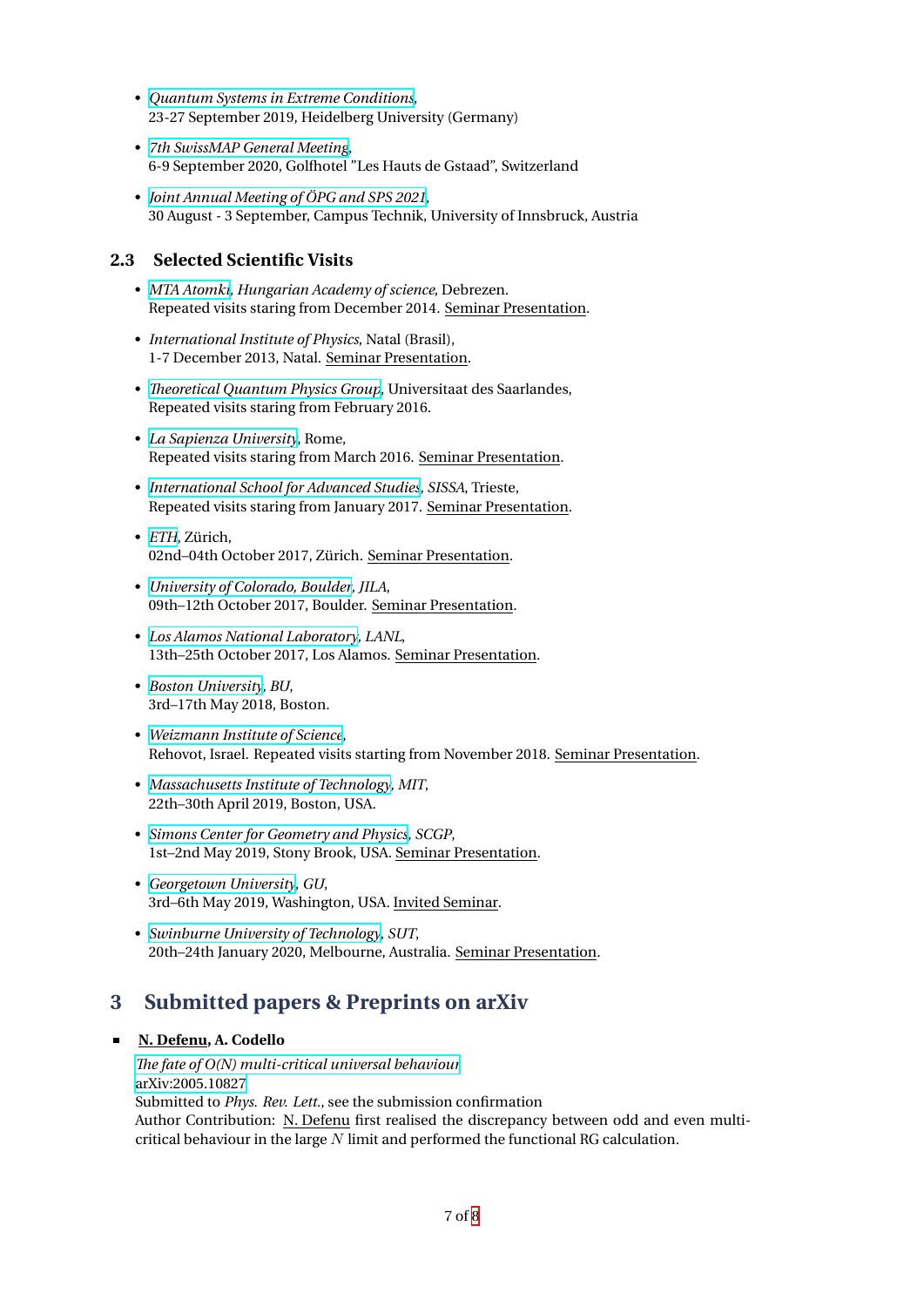- *Quantum Systems in Extreme Conditions*,
  23-27 September 2019, Heidelberg University (Germany)

- *7th SwissMAP General Meeting*,
  6-9 September 2020, Golfhotel "Les Hauts de Gstaad", Switzerland

- *Joint Annual Meeting of ÖPG and SPS 2021*,
  30 August - 3 September, Campus Technik, University of Innsbruck, Austria

### 2.3 Selected Scientific Visits

- *MTA Atomki*, *Hungarian Academy of science*, Debrezen.
  Repeated visits staring from December 2014. Seminar Presentation.

- *International Institute of Physics*, Natal (Brasil),
  1-7 December 2013, Natal. Seminar Presentation.

- *Theoretical Quantum Physics Group*, Universitaat des Saarlandes,
  Repeated visits staring from February 2016.

- *La Sapienza University*, Rome,
  Repeated visits staring from March 2016. Seminar Presentation.

- *International School for Advanced Studies*, *SISSA*, Trieste,
  Repeated visits staring from January 2017. Seminar Presentation.

- *ETH*, Zürich,
  02nd–04th October 2017, Zürich. Seminar Presentation.

- *University of Colorado, Boulder*, *JILA*,
  09th–12th October 2017, Boulder. Seminar Presentation.

- *Los Alamos National Laboratory*, *LANL*,
  13th–25th October 2017, Los Alamos. Seminar Presentation.

- *Boston University*, *BU*,
  3rd–17th May 2018, Boston.

- *Weizmann Institute of Science*,
  Rehovot, Israel. Repeated visits starting from November 2018. Seminar Presentation.

- *Massachusetts Institute of Technology*, *MIT*,
  22th–30th April 2019, Boston, USA.

- *Simons Center for Geometry and Physics*, *SCGP*,
  1st–2nd May 2019, Stony Brook, USA. Seminar Presentation.

- *Georgetown University*, *GU*,
  3rd–6th May 2019, Washington, USA. Invited Seminar.

- *Swinburne University of Technology*, *SUT*,
  20th–24th January 2020, Melbourne, Australia. Seminar Presentation.

## 3 Submitted papers & Preprints on arXiv

- **N. Defenu, A. Codello**
  *The fate of O(N) multi-critical universal behaviour*
  arXiv:2005.10827
  Submitted to *Phys. Rev. Lett.*, see the submission confirmation
  Author Contribution: N. Defenu first realised the discrepancy between odd and even multi-critical behaviour in the large $N$ limit and performed the functional RG calculation.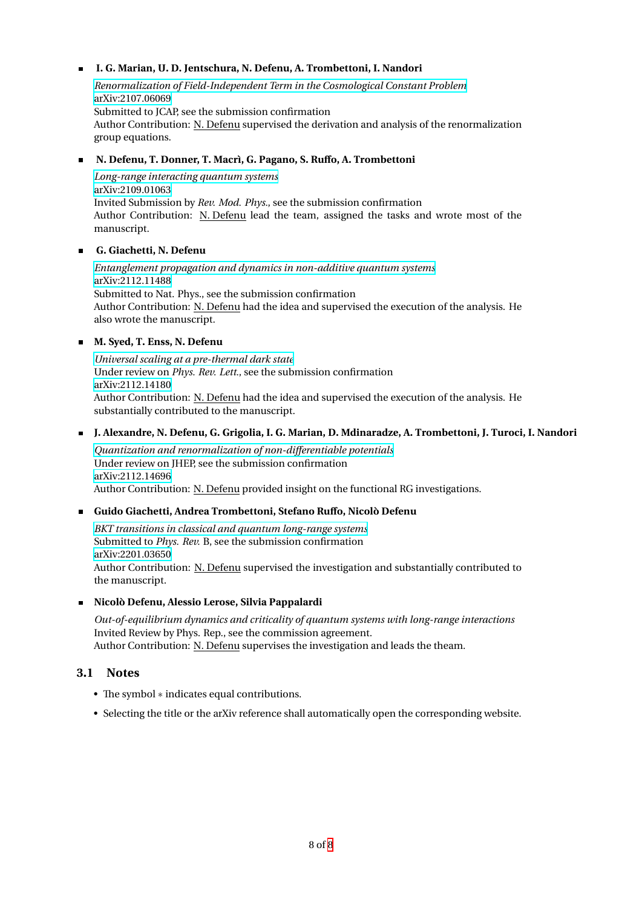- **I. G. Marian, U. D. Jentschura, N. Defenu, A. Trombettoni, I. Nandori**

  *Renormalization of Field-Independent Term in the Cosmological Constant Problem*
  arXiv:2107.06069
  Submitted to JCAP, see the submission confirmation
  Author Contribution: N. Defenu supervised the derivation and analysis of the renormalization group equations.

- **N. Defenu, T. Donner, T. Macrì, G. Pagano, S. Ruffo, A. Trombettoni**

  *Long-range interacting quantum systems*
  arXiv:2109.01063
  Invited Submission by *Rev. Mod. Phys.*, see the submission confirmation
  Author Contribution: N. Defenu lead the team, assigned the tasks and wrote most of the manuscript.

- **G. Giachetti, N. Defenu**

  *Entanglement propagation and dynamics in non-additive quantum systems*
  arXiv:2112.11488
  Submitted to Nat. Phys., see the submission confirmation
  Author Contribution: N. Defenu had the idea and supervised the execution of the analysis. He also wrote the manuscript.

- **M. Syed, T. Enss, N. Defenu**

  *Universal scaling at a pre-thermal dark state*
  Under review on *Phys. Rev. Lett.*, see the submission confirmation
  arXiv:2112.14180
  Author Contribution: N. Defenu had the idea and supervised the execution of the analysis. He substantially contributed to the manuscript.

- **J. Alexandre, N. Defenu, G. Grigolia, I. G. Marian, D. Mdinaradze, A. Trombettoni, J. Turoci, I. Nandori**

  *Quantization and renormalization of non-differentiable potentials*
  Under review on JHEP, see the submission confirmation
  arXiv:2112.14696
  Author Contribution: N. Defenu provided insight on the functional RG investigations.

- **Guido Giachetti, Andrea Trombettoni, Stefano Ruffo, Nicolò Defenu**

  *BKT transitions in classical and quantum long-range systems*
  Submitted to *Phys. Rev.* B, see the submission confirmation
  arXiv:2201.03650
  Author Contribution: N. Defenu supervised the investigation and substantially contributed to the manuscript.

- **Nicolò Defenu, Alessio Lerose, Silvia Pappalardi**

  *Out-of-equilibrium dynamics and criticality of quantum systems with long-range interactions*
  Invited Review by Phys. Rep., see the commission agreement.
  Author Contribution: N. Defenu supervises the investigation and leads the theam.

### 3.1 Notes

- The symbol $*$ indicates equal contributions.
- Selecting the title or the arXiv reference shall automatically open the corresponding website.